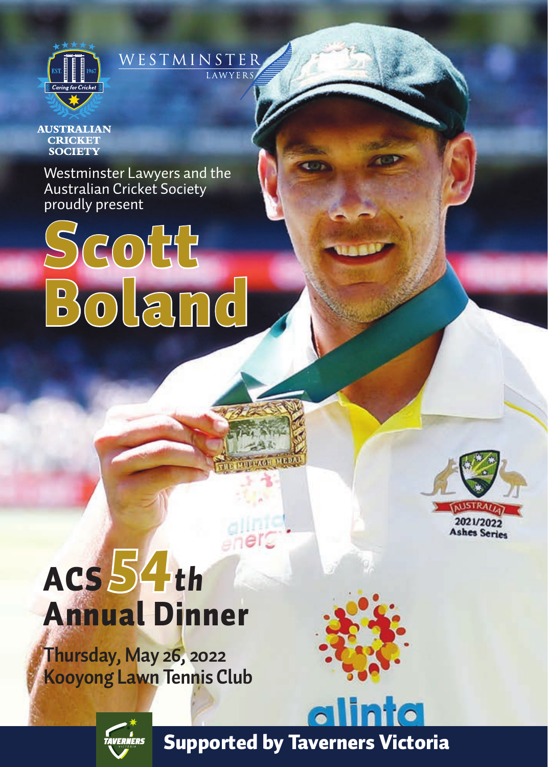AUSTRALIAN CRICKET SOCIETY

WESTMINSTER LAWYERS

Westminster Lawyers and the Australian Cricket Society proudly present

# Scott Boland

# ACS 54th Annual Dinner

**Thursday, May 26, 2022**
**Kooyong Lawn Tennis Club**

alinta

**Supported by Taverners Victoria**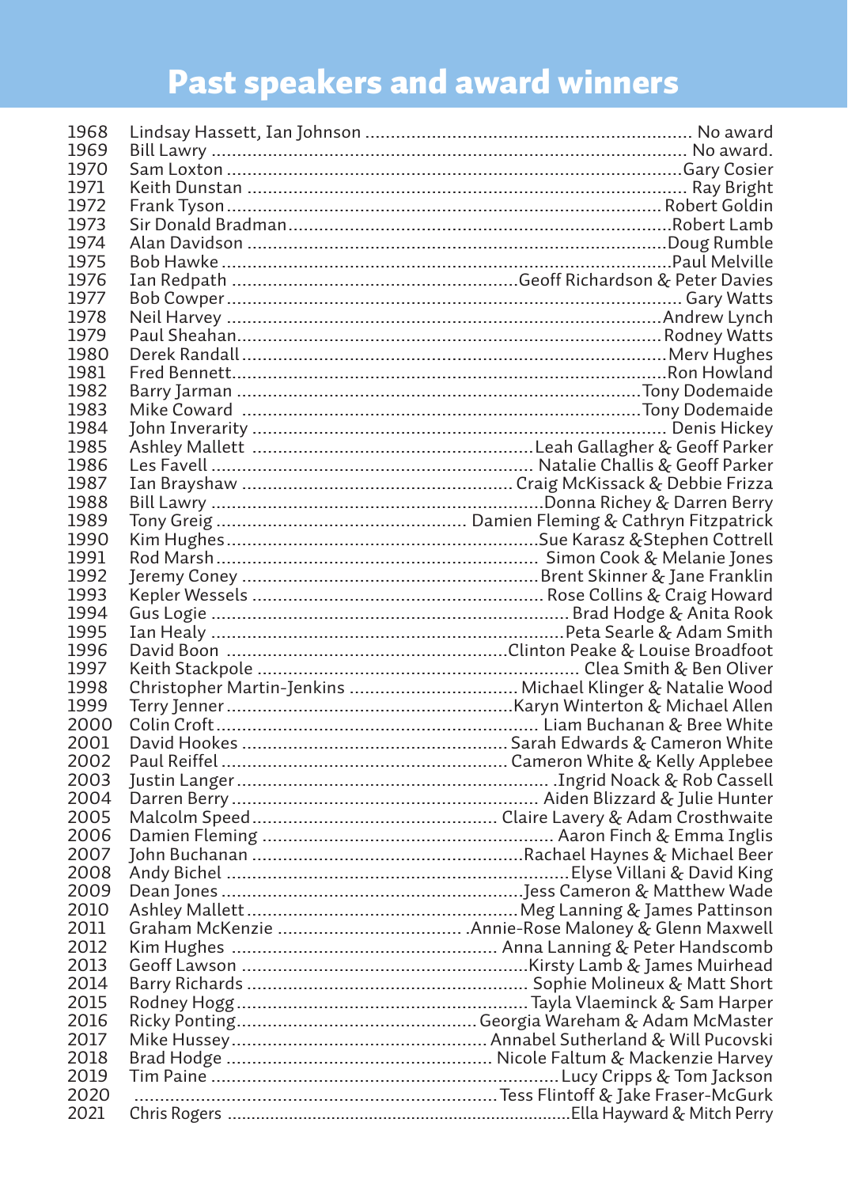# Past speakers and award winners

| Year | Speaker | Award winner(s) |
|---|---|---|
| 1968 | Lindsay Hassett, Ian Johnson | No award |
| 1969 | Bill Lawry | No award. |
| 1970 | Sam Loxton | Gary Cosier |
| 1971 | Keith Dunstan | Ray Bright |
| 1972 | Frank Tyson | Robert Goldin |
| 1973 | Sir Donald Bradman | Robert Lamb |
| 1974 | Alan Davidson | Doug Rumble |
| 1975 | Bob Hawke | Paul Melville |
| 1976 | Ian Redpath | Geoff Richardson & Peter Davies |
| 1977 | Bob Cowper | Gary Watts |
| 1978 | Neil Harvey | Andrew Lynch |
| 1979 | Paul Sheahan | Rodney Watts |
| 1980 | Derek Randall | Merv Hughes |
| 1981 | Fred Bennett | Ron Howland |
| 1982 | Barry Jarman | Tony Dodemaide |
| 1983 | Mike Coward | Tony Dodemaide |
| 1984 | John Inverarity | Denis Hickey |
| 1985 | Ashley Mallett | Leah Gallagher & Geoff Parker |
| 1986 | Les Favell | Natalie Challis & Geoff Parker |
| 1987 | Ian Brayshaw | Craig McKissack & Debbie Frizza |
| 1988 | Bill Lawry | Donna Richey & Darren Berry |
| 1989 | Tony Greig | Damien Fleming & Cathryn Fitzpatrick |
| 1990 | Kim Hughes | Sue Karasz &Stephen Cottrell |
| 1991 | Rod Marsh | Simon Cook & Melanie Jones |
| 1992 | Jeremy Coney | Brent Skinner & Jane Franklin |
| 1993 | Kepler Wessels | Rose Collins & Craig Howard |
| 1994 | Gus Logie | Brad Hodge & Anita Rook |
| 1995 | Ian Healy | Peta Searle & Adam Smith |
| 1996 | David Boon | Clinton Peake & Louise Broadfoot |
| 1997 | Keith Stackpole | Clea Smith & Ben Oliver |
| 1998 | Christopher Martin-Jenkins | Michael Klinger & Natalie Wood |
| 1999 | Terry Jenner | Karyn Winterton & Michael Allen |
| 2000 | Colin Croft | Liam Buchanan & Bree White |
| 2001 | David Hookes | Sarah Edwards & Cameron White |
| 2002 | Paul Reiffel | Cameron White & Kelly Applebee |
| 2003 | Justin Langer | .Ingrid Noack & Rob Cassell |
| 2004 | Darren Berry | Aiden Blizzard & Julie Hunter |
| 2005 | Malcolm Speed | Claire Lavery & Adam Crosthwaite |
| 2006 | Damien Fleming | Aaron Finch & Emma Inglis |
| 2007 | John Buchanan | Rachael Haynes & Michael Beer |
| 2008 | Andy Bichel | Elyse Villani & David King |
| 2009 | Dean Jones | Jess Cameron & Matthew Wade |
| 2010 | Ashley Mallett | Meg Lanning & James Pattinson |
| 2011 | Graham McKenzie | .Annie-Rose Maloney & Glenn Maxwell |
| 2012 | Kim Hughes | Anna Lanning & Peter Handscomb |
| 2013 | Geoff Lawson | Kirsty Lamb & James Muirhead |
| 2014 | Barry Richards | Sophie Molineux & Matt Short |
| 2015 | Rodney Hogg | Tayla Vlaeminck & Sam Harper |
| 2016 | Ricky Ponting | Georgia Wareham & Adam McMaster |
| 2017 | Mike Hussey | Annabel Sutherland & Will Pucovski |
| 2018 | Brad Hodge | Nicole Faltum & Mackenzie Harvey |
| 2019 | Tim Paine | Lucy Cripps & Tom Jackson |
| 2020 | | Tess Flintoff & Jake Fraser-McGurk |
| 2021 | Chris Rogers | Ella Hayward & Mitch Perry |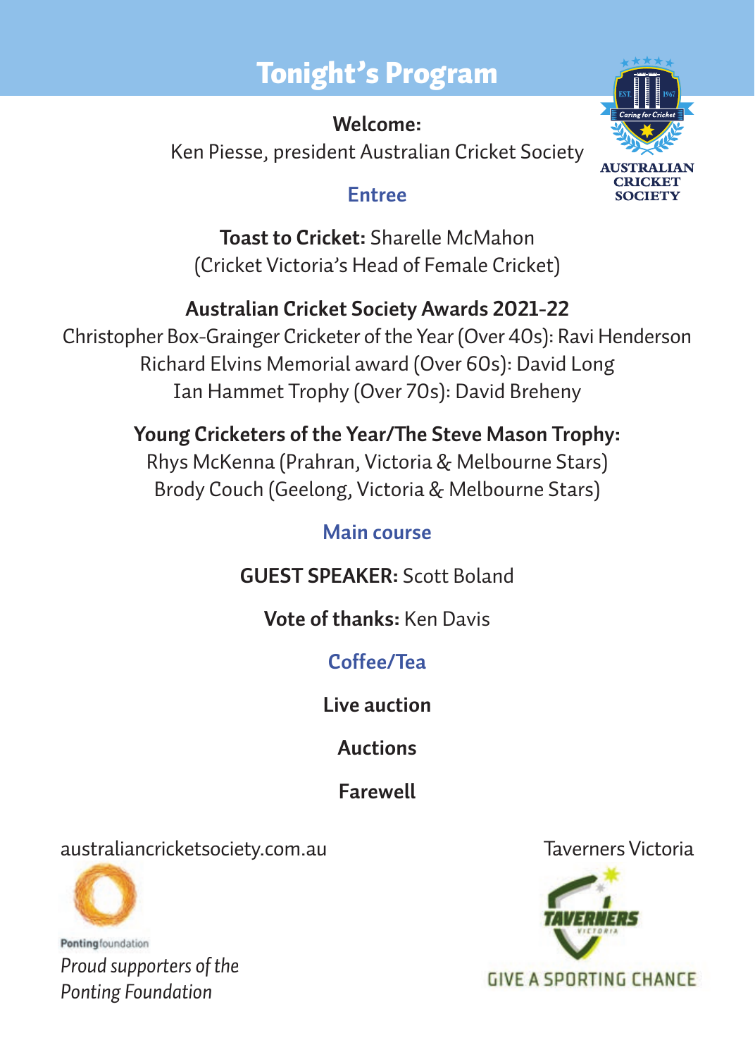# Tonight's Program

**Welcome:**
Ken Piesse, president Australian Cricket Society

AUSTRALIAN CRICKET SOCIETY

## Entree

**Toast to Cricket:** Sharelle McMahon
(Cricket Victoria's Head of Female Cricket)

**Australian Cricket Society Awards 2021-22**
Christopher Box-Grainger Cricketer of the Year (Over 40s): Ravi Henderson
Richard Elvins Memorial award (Over 60s): David Long
Ian Hammet Trophy (Over 70s): David Breheny

**Young Cricketers of the Year/The Steve Mason Trophy:**
Rhys McKenna (Prahran, Victoria & Melbourne Stars)
Brody Couch (Geelong, Victoria & Melbourne Stars)

## Main course

**GUEST SPEAKER:** Scott Boland

**Vote of thanks:** Ken Davis

## Coffee/Tea

**Live auction**

**Auctions**

**Farewell**

australiancricketsociety.com.au

Pontingfoundation

*Proud supporters of the Ponting Foundation*

Taverners Victoria

TAVERNERS VICTORIA

GIVE A SPORTING CHANCE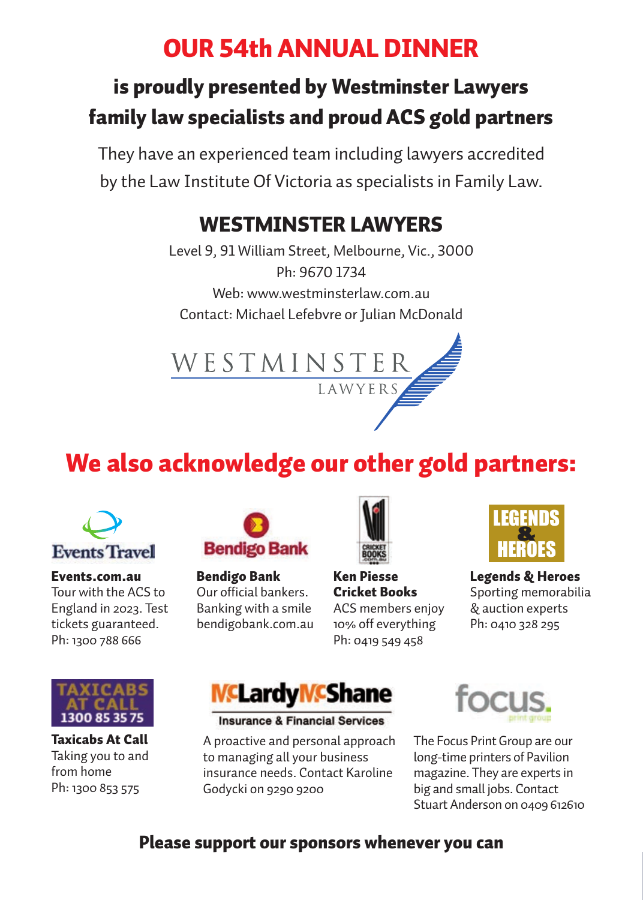# OUR 54th ANNUAL DINNER

## is proudly presented by Westminster Lawyers family law specialists and proud ACS gold partners

They have an experienced team including lawyers accredited by the Law Institute Of Victoria as specialists in Family Law.

### WESTMINSTER LAWYERS

Level 9, 91 William Street, Melbourne, Vic., 3000
Ph: 9670 1734
Web: www.westminsterlaw.com.au
Contact: Michael Lefebvre or Julian McDonald

WESTMINSTER LAWYERS

## We also acknowledge our other gold partners:

**Events.com.au**
Tour with the ACS to England in 2023. Test tickets guaranteed.
Ph: 1300 788 666

**Bendigo Bank**
Our official bankers. Banking with a smile
bendigobank.com.au

**Ken Piesse Cricket Books**
ACS members enjoy 10% off everything
Ph: 0419 549 458

**Legends & Heroes**
Sporting memorabilia & auction experts
Ph: 0410 328 295

**Taxicabs At Call**
Taking you to and from home
Ph: 1300 853 575

**McLardy McShane Insurance & Financial Services**
A proactive and personal approach to managing all your business insurance needs. Contact Karoline Godycki on 9290 9200

**focus print group**
The Focus Print Group are our long-time printers of Pavilion magazine. They are experts in big and small jobs. Contact Stuart Anderson on 0409 612610

**Please support our sponsors whenever you can**